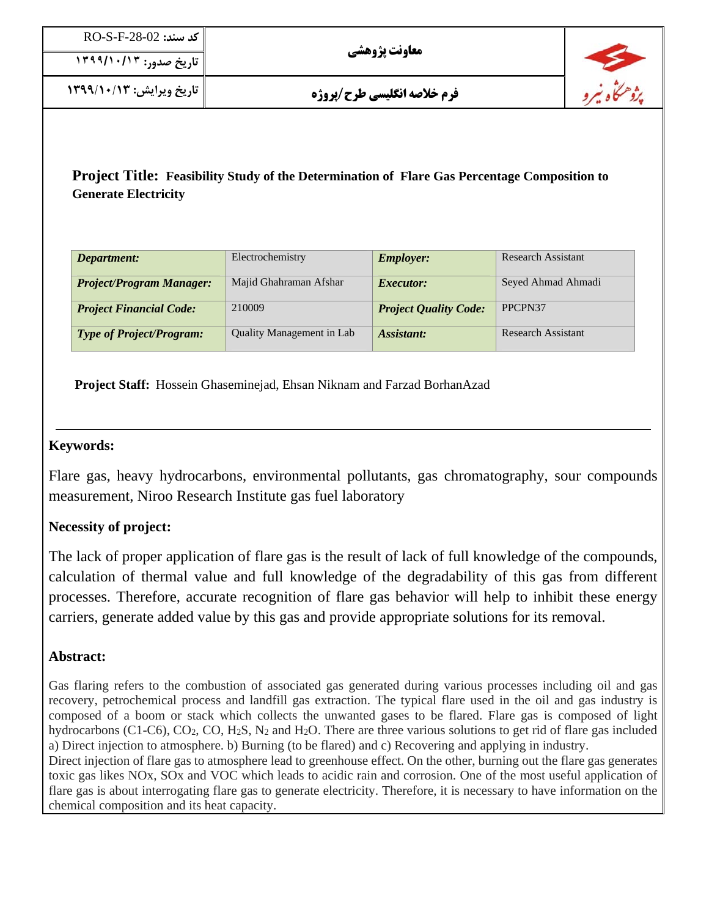| | معاونت پژوهشی | کد سند: RO-S-F-28-02 |
|---|---|---|
| پژوهشگاه نیرو | | تاریخ صدور: ۱۳۹۹/۱۰/۱۳ |
| | فرم خلاصه انگلیسی طرح/پروژه | تاریخ ویرایش: ۱۳۹۹/۱۰/۱۳ |

**Project Title: Feasibility Study of the Determination of Flare Gas Percentage Composition to Generate Electricity**

| *Department:* | Electrochemistry | *Employer:* | Research Assistant |
|---|---|---|---|
| *Project/Program Manager:* | Majid Ghahraman Afshar | *Executor:* | Seyed Ahmad Ahmadi |
| *Project Financial Code:* | 210009 | *Project Quality Code:* | PPCPN37 |
| *Type of Project/Program:* | Quality Management in Lab | *Assistant:* | Research Assistant |

**Project Staff:** Hossein Ghaseminejad, Ehsan Niknam and Farzad BorhanAzad

---

**Keywords:**

Flare gas, heavy hydrocarbons, environmental pollutants, gas chromatography, sour compounds measurement, Niroo Research Institute gas fuel laboratory

**Necessity of project:**

The lack of proper application of flare gas is the result of lack of full knowledge of the compounds, calculation of thermal value and full knowledge of the degradability of this gas from different processes. Therefore, accurate recognition of flare gas behavior will help to inhibit these energy carriers, generate added value by this gas and provide appropriate solutions for its removal.

**Abstract:**

Gas flaring refers to the combustion of associated gas generated during various processes including oil and gas recovery, petrochemical process and landfill gas extraction. The typical flare used in the oil and gas industry is composed of a boom or stack which collects the unwanted gases to be flared. Flare gas is composed of light hydrocarbons (C1-C6), $CO_2$, CO, $H_2S$, $N_2$ and $H_2O$. There are three various solutions to get rid of flare gas included a) Direct injection to atmosphere. b) Burning (to be flared) and c) Recovering and applying in industry.
Direct injection of flare gas to atmosphere lead to greenhouse effect. On the other, burning out the flare gas generates toxic gas likes NOx, SOx and VOC which leads to acidic rain and corrosion. One of the most useful application of flare gas is about interrogating flare gas to generate electricity. Therefore, it is necessary to have information on the chemical composition and its heat capacity.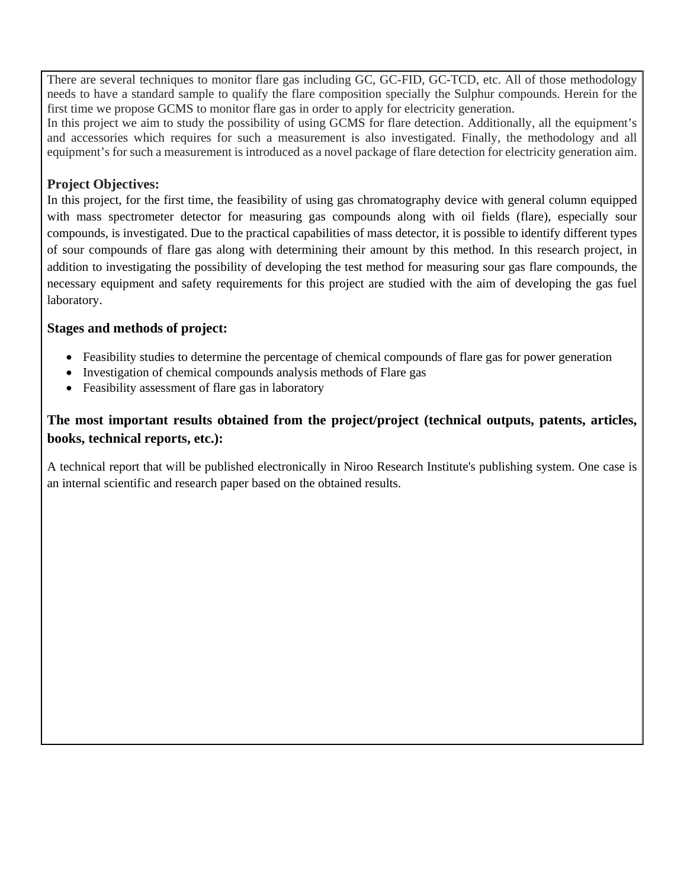There are several techniques to monitor flare gas including GC, GC-FID, GC-TCD, etc. All of those methodology needs to have a standard sample to qualify the flare composition specially the Sulphur compounds. Herein for the first time we propose GCMS to monitor flare gas in order to apply for electricity generation.

In this project we aim to study the possibility of using GCMS for flare detection. Additionally, all the equipment's and accessories which requires for such a measurement is also investigated. Finally, the methodology and all equipment's for such a measurement is introduced as a novel package of flare detection for electricity generation aim.

### Project Objectives:

In this project, for the first time, the feasibility of using gas chromatography device with general column equipped with mass spectrometer detector for measuring gas compounds along with oil fields (flare), especially sour compounds, is investigated. Due to the practical capabilities of mass detector, it is possible to identify different types of sour compounds of flare gas along with determining their amount by this method. In this research project, in addition to investigating the possibility of developing the test method for measuring sour gas flare compounds, the necessary equipment and safety requirements for this project are studied with the aim of developing the gas fuel laboratory.

### Stages and methods of project:

- Feasibility studies to determine the percentage of chemical compounds of flare gas for power generation
- Investigation of chemical compounds analysis methods of Flare gas
- Feasibility assessment of flare gas in laboratory

### The most important results obtained from the project/project (technical outputs, patents, articles, books, technical reports, etc.):

A technical report that will be published electronically in Niroo Research Institute's publishing system. One case is an internal scientific and research paper based on the obtained results.